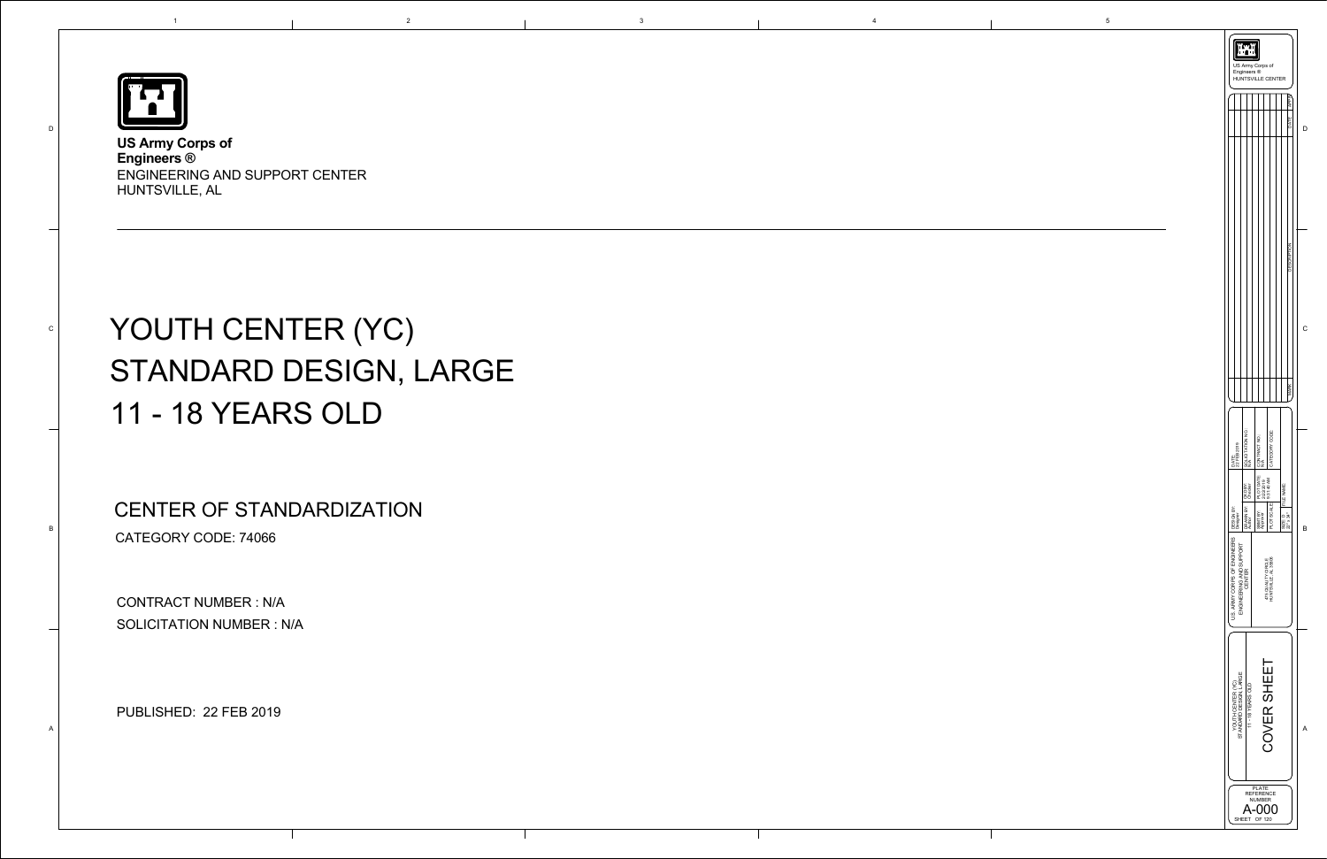**US Army Corps of Engineers ®**
ENGINEERING AND SUPPORT CENTER
HUNTSVILLE, AL

# YOUTH CENTER (YC)
# STANDARD DESIGN, LARGE
# 11 - 18 YEARS OLD

## CENTER OF STANDARDIZATION

CATEGORY CODE: 74066

CONTRACT NUMBER : N/A

SOLICITATION NUMBER : N/A

PUBLISHED: 22 FEB 2019

US Army Corps of Engineers ®
HUNTSVILLE CENTER

| MARK | DESCRIPTION | DATE | APPR. |
|---|---|---|---|
| | | | |

U.S. ARMY CORPS OF ENGINEERS
ENGINEERING AND SUPPORT CENTER

4820 UNIVERSITY SQUARE
HUNTSVILLE, AL 35816

| | | |
|---|---|---|
| DESIGN BY: Designer | DATE: 22 FEB 2019 | |
| DRAWN BY: Author | CKD BY: Checker | SOLICITATION NO.: N/A |
| SBMT BY: Approver | PLOT DATE: 2/22/2019 9:51:40 AM | CONTRACT NO.: N/A |
| PLOT SCALE: | SIZE: D 22" x 34" | FILE NAME: | CATEGORY CODE: |

YOUTH CENTER (YC)
STANDARD DESIGN, LARGE
11 - 18 YEARS OLD

COVER SHEET

PLATE REFERENCE NUMBER

A-000

SHEET OF 120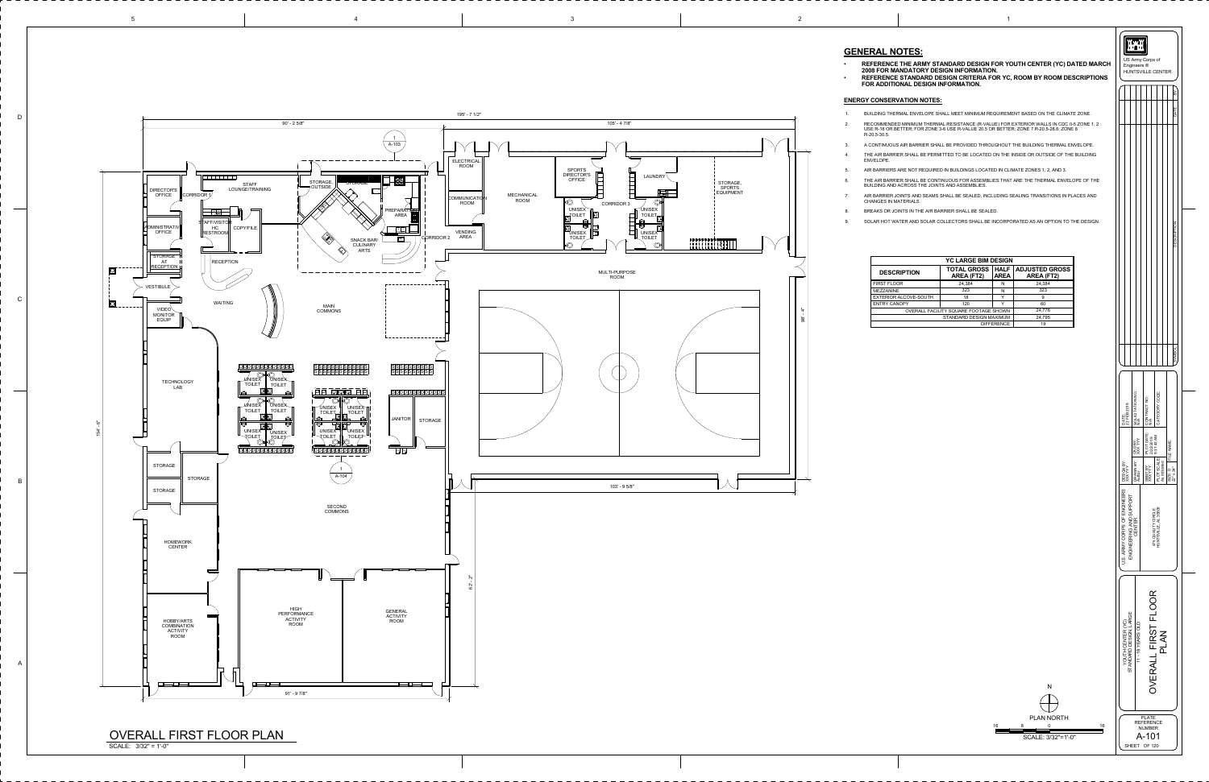## GENERAL NOTES:

- **REFERENCE THE ARMY STANDARD DESIGN FOR YOUTH CENTER (YC) DATED MARCH 2008 FOR MANDATORY DESIGN INFORMATION.**
- **REFERENCE STANDARD DESIGN CRITERIA FOR YC, ROOM BY ROOM DESCRIPTIONS FOR ADDITIONAL DESIGN INFORMATION.**

### ENERGY CONSERVATION NOTES:

1. BUILDING THERMAL ENVELOPE SHALL MEET MINIMUM REQUIREMENT BASED ON THE CLIMATE ZONE.
2. RECOMMENDED MINIMUM THERMAL RESISTANCE (R-VALUE) FOR EXTERIOR WALLS IN CDC 0-5 ZONE 1, 2 USE R-18 OR BETTER; FOR ZONE 3-6 USE R-VALUE 20.5 OR BETTER; ZONE 7 R-20.5-28.6; ZONE 8 R-20.5-30.5.
3. A CONTINUOUS AIR BARRIER SHALL BE PROVIDED THROUGHOUT THE BUILDING THERMAL ENVELOPE.
4. THE AIR BARRIER SHALL BE PERMITTED TO BE LOCATED ON THE INSIDE OR OUTSIDE OF THE BUILDING ENVELOPE.
5. AIR BARRIERS ARE NOT REQUIRED IN BUILDINGS LOCATED IN CLIMATE ZONES 1, 2, AND 3.
6. THE AIR BARRIER SHALL BE CONTINUOUS FOR ASSEMBLIES THAT ARE THE THERMAL ENVELOPE OF THE BUILDING AND ACROSS THE JOINTS AND ASSEMBLIES.
7. AIR BARRIER JOINTS AND SEAMS SHALL BE SEALED, INCLUDING SEALING TRANSITIONS IN PLACES AND CHANGES IN MATERIALS.
8. BREAKS OR JOINTS IN THE AIR BARRIER SHALL BE SEALED.
9. SOLAR HOT WATER AND SOLAR COLLECTORS SHALL BE INCORPORATED AS AN OPTION TO THE DESIGN.

| YC LARGE BIM DESIGN | | | |
|---|---|---|---|
| DESCRIPTION | TOTAL GROSS AREA (FT2) | HALF AREA | ADJUSTED GROSS AREA (FT2) |
| FIRST FLOOR | 24,384 | N | 24,384 |
| MEZZANINE | 323 | N | 323 |
| EXTERIOR ALCOVE-SOUTH | 18 | Y | 9 |
| ENTRY CANOPY | 120 | Y | 60 |
| OVERALL FACILITY SQUARE FOOTAGE SHOWN | | | 24,776 |
| STANDARD DESIGN MAXIMUM | | | 24,795 |
| DIFFERENCE | | | 19 |

# OVERALL FIRST FLOOR PLAN

SCALE: 3/32" = 1'-0"

DIRECTOR'S OFFICE, CORRIDOR 1, STAFF LOUNGE/TRAINING, STORAGE OUTSIDE, STORAGE, PREPARATION AREA, SNACK BAR/ CULINARY ARTS, ADMINISTRATIVE OFFICE, STAFF/VISITOR HC RESTROOM, COPY/FILE, STORAGE AT RECEPTION, RECEPTION, VESTIBULE, VIDEO MONITOR EQUIP, WAITING, MAIN COMMONS, ELECTRICAL ROOM, COMMUNICATION ROOM, CORRIDOR 2, VENDING AREA, MECHANICAL ROOM, SPORTS DIRECTOR'S OFFICE, LAUNDRY, CORRIDOR 3, UNISEX TOILET, STORAGE, SPORTS EQUIPMENT, MULTI-PURPOSE ROOM, TECHNOLOGY LAB, JANITOR, STORAGE, SECOND COMMONS, HOMEWORK CENTER, HOBBY/ARTS COMBINATION ACTIVITY ROOM, HIGH PERFORMANCE ACTIVITY ROOM, GENERAL ACTIVITY ROOM

195' - 7 1/2"; 90' - 2 5/8"; 105' - 4 7/8"; 103' - 9 5/8"; 91' - 9 7/8"; 154' - 8"; 98' - 4"; 62' - 2"

A-103; A-104

N
PLAN NORTH
16 8 0 16
SCALE: 3/32"=1'-0"

US Army Corps of Engineers ® HUNTSVILLE CENTER

U.S. ARMY CORPS OF ENGINEERS ENGINEERING AND SUPPORT CENTER
4820 UNIVERSITY SQUARE
HUNTSVILLE, AL 35816

YOUTH CENTER (YC) STANDARD DESIGN, LARGE 11 - 18 YEARS OLD

OVERALL FIRST FLOOR PLAN

PLATE REFERENCE NUMBER
A-101
SHEET OF 120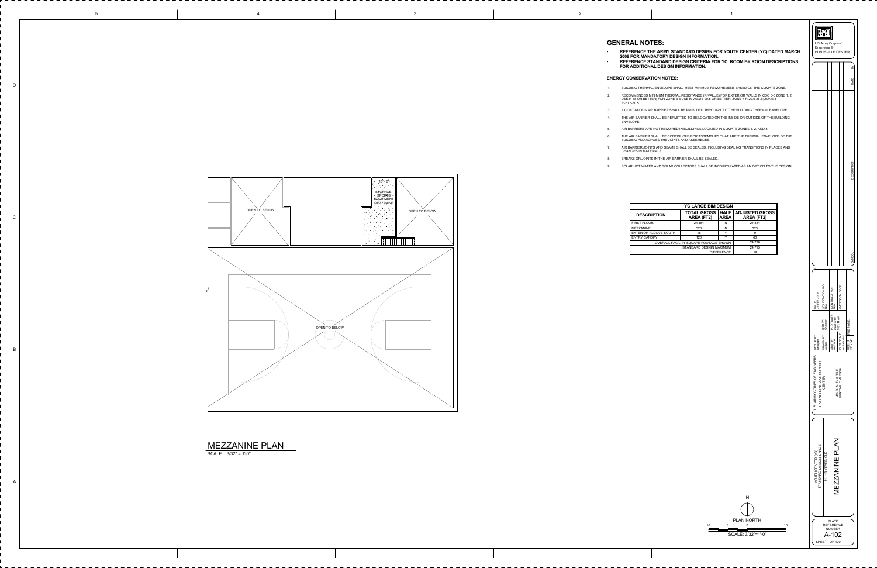## GENERAL NOTES:

- **REFERENCE THE ARMY STANDARD DESIGN FOR YOUTH CENTER (YC) DATED MARCH 2008 FOR MANDATORY DESIGN INFORMATION.**
- **REFERENCE STANDARD DESIGN CRITERIA FOR YC, ROOM BY ROOM DESCRIPTIONS FOR ADDITIONAL DESIGN INFORMATION.**

### ENERGY CONSERVATION NOTES:

1. BUILDING THERMAL ENVELOPE SHALL MEET MINIMUM REQUIREMENT BASED ON THE CLIMATE ZONE.
2. RECOMMENDED MINIMUM THERMAL RESISTANCE (R-VALUE) FOR EXTERIOR WALLS IN CDC 0-5 ZONE 1, 2 USE R-18 OR BETTER; FOR ZONE 3-6 USE R-VALUE 20.5 OR BETTER; ZONE 7 R-20.5-28.6; ZONE 8 R-20.5-30.5.
3. A CONTINUOUS AIR BARRIER SHALL BE PROVIDED THROUGHOUT THE BUILDING THERMAL ENVELOPE.
4. THE AIR BARRIER SHALL BE PERMITTED TO BE LOCATED ON THE INSIDE OR OUTSIDE OF THE BUILDING ENVELOPE.
5. AIR BARRIERS ARE NOT REQUIRED IN BUILDINGS LOCATED IN CLIMATE ZONES 1, 2, AND 3.
6. THE AIR BARRIER SHALL BE CONTINUOUS FOR ASSEMBLIES THAT ARE THE THERMAL ENVELOPE OF THE BUILDING AND ACROSS THE JOINTS AND ASSEMBLIES.
7. AIR BARRIER JOINTS AND SEAMS SHALL BE SEALED, INCLUDING SEALING TRANSITIONS IN PLACES AND CHANGES IN MATERIALS.
8. BREAKS OR JOINTS IN THE AIR BARRIER SHALL BE SEALED.
9. SOLAR HOT WATER AND SOLAR COLLECTORS SHALL BE INCORPORATED AS AN OPTION TO THE DESIGN.

| YC LARGE BIM DESIGN | | | |
|---|---|---|---|
| **DESCRIPTION** | **TOTAL GROSS AREA (FT2)** | **HALF AREA** | **ADJUSTED GROSS AREA (FT2)** |
| FIRST FLOOR | 24,384 | N | 24,384 |
| MEZZANINE | 323 | N | 323 |
| EXTERIOR ALCOVE-SOUTH | 18 | Y | 9 |
| ENTRY CANOPY | 120 | Y | 60 |
| OVERALL FACILITY SQUARE FOOTAGE SHOWN | | | 24,776 |
| STANDARD DESIGN MAXIMUM | | | 24,795 |
| DIFFERENCE | | | 19 |

OPEN TO BELOW

10' - 0"

STORAGE SPORTS EQUIPMENT MEZZANINE

OPEN TO BELOW

OPEN TO BELOW

## MEZZANINE PLAN

SCALE: 3/32" = 1'-0"

N

PLAN NORTH

16 8 0 8 16

SCALE: 3/32"=1'-0"

US Army Corps of Engineers ® HUNTSVILLE CENTER

U.S. ARMY CORPS OF ENGINEERS ENGINEERING AND SUPPORT CENTER

4820 UNIVERSITY SQUARE HUNTSVILLE, AL 35816

YOUTH CENTER (YC) STANDARD DESIGN, LARGE 11 - 18 YEARS OLD

MEZZANINE PLAN

PLATE REFERENCE NUMBER

A-102

SHEET OF 120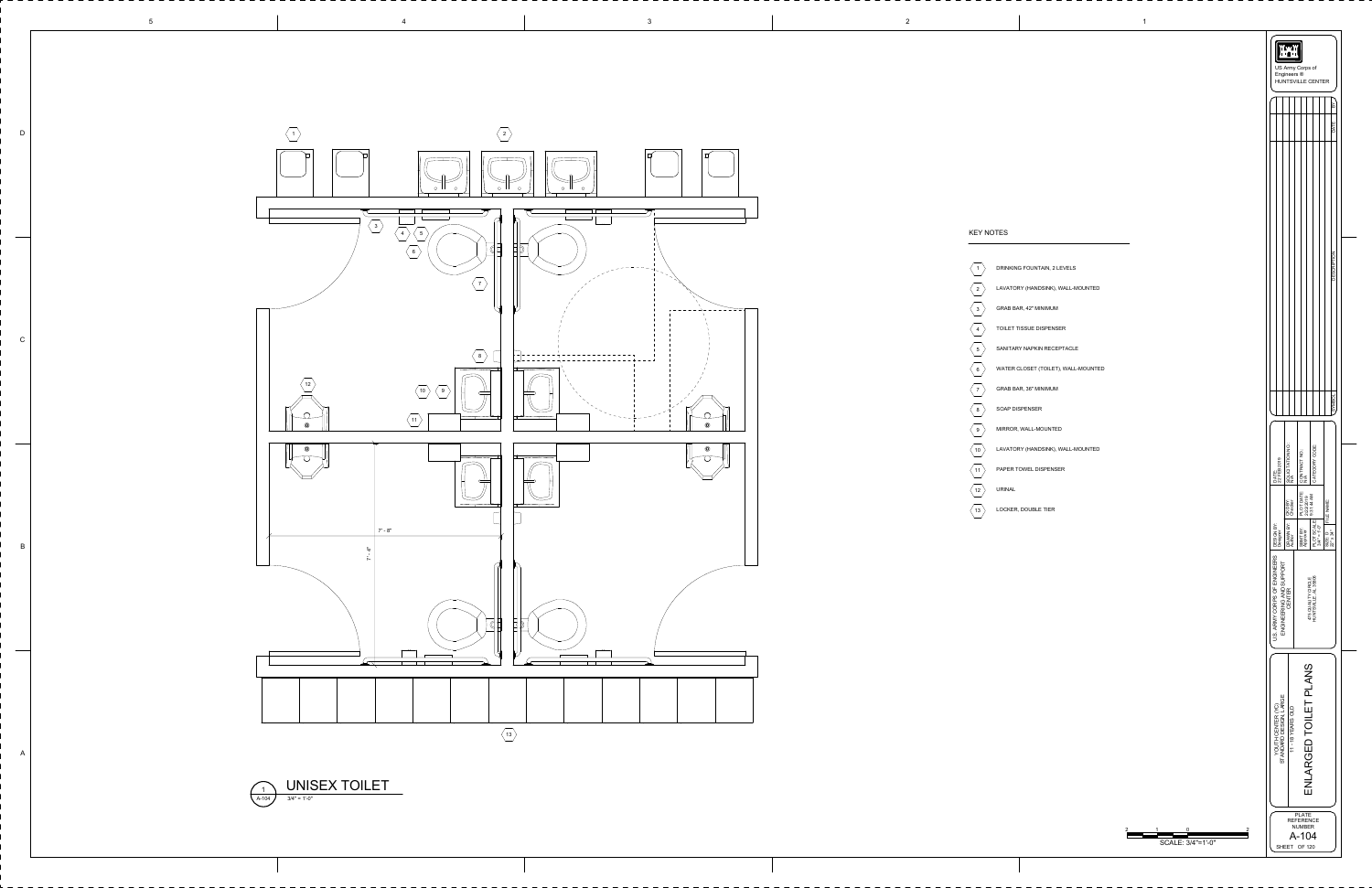## KEY NOTES

1. DRINKING FOUNTAIN, 2 LEVELS
2. LAVATORY (HANDSINK), WALL-MOUNTED
3. GRAB BAR, 42" MINIMUM
4. TOILET TISSUE DISPENSER
5. SANITARY NAPKIN RECEPTACLE
6. WATER CLOSET (TOILET), WALL-MOUNTED
7. GRAB BAR, 36" MINIMUM
8. SOAP DISPENSER
9. MIRROR, WALL-MOUNTED
10. LAVATORY (HANDSINK), WALL-MOUNTED
11. PAPER TOWEL DISPENSER
12. URINAL
13. LOCKER, DOUBLE TIER

7' - 8"

7' - 6"

1 / A-104 UNISEX TOILET
3/4" = 1'-0"

SCALE: 3/4"=1'-0"

US Army Corps of Engineers ® HUNTSVILLE CENTER

U.S. ARMY CORPS OF ENGINEERS ENGINEERING AND SUPPORT CENTER
4820 UNIVERSITY SQUARE HUNTSVILLE, AL 35816

YOUTH CENTER (YC) STANDARD DESIGN, LARGE 11 - 18 YEARS OLD

ENLARGED TOILET PLANS

PLATE REFERENCE NUMBER
A-104
SHEET OF 120